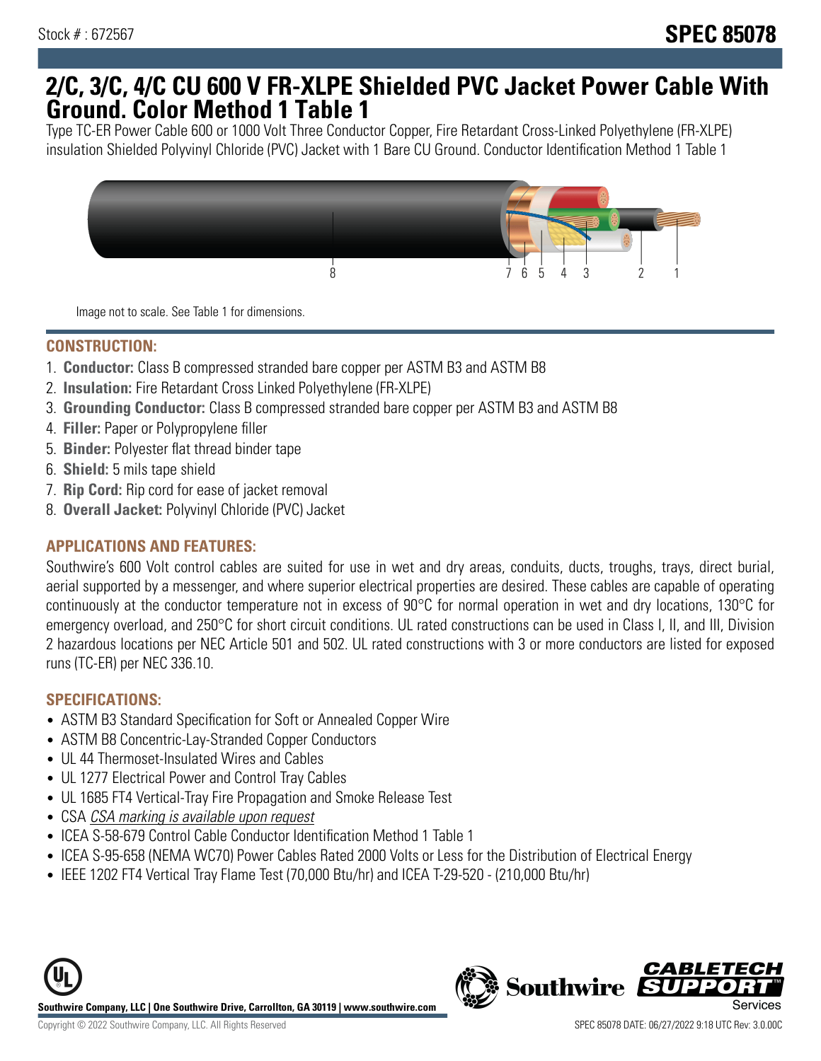Stock # : 672567

**SPEC 85078**

# 2/C, 3/C, 4/C CU 600 V FR-XLPE Shielded PVC Jacket Power Cable With Ground. Color Method 1 Table 1

Type TC-ER Power Cable 600 or 1000 Volt Three Conductor Copper, Fire Retardant Cross-Linked Polyethylene (FR-XLPE) insulation Shielded Polyvinyl Chloride (PVC) Jacket with 1 Bare CU Ground. Conductor Identification Method 1 Table 1

Image not to scale. See Table 1 for dimensions.

## CONSTRUCTION:

1. **Conductor:** Class B compressed stranded bare copper per ASTM B3 and ASTM B8
2. **Insulation:** Fire Retardant Cross Linked Polyethylene (FR-XLPE)
3. **Grounding Conductor:** Class B compressed stranded bare copper per ASTM B3 and ASTM B8
4. **Filler:** Paper or Polypropylene filler
5. **Binder:** Polyester flat thread binder tape
6. **Shield:** 5 mils tape shield
7. **Rip Cord:** Rip cord for ease of jacket removal
8. **Overall Jacket:** Polyvinyl Chloride (PVC) Jacket

## APPLICATIONS AND FEATURES:

Southwire's 600 Volt control cables are suited for use in wet and dry areas, conduits, ducts, troughs, trays, direct burial, aerial supported by a messenger, and where superior electrical properties are desired. These cables are capable of operating continuously at the conductor temperature not in excess of 90°C for normal operation in wet and dry locations, 130°C for emergency overload, and 250°C for short circuit conditions. UL rated constructions can be used in Class I, II, and III, Division 2 hazardous locations per NEC Article 501 and 502. UL rated constructions with 3 or more conductors are listed for exposed runs (TC-ER) per NEC 336.10.

## SPECIFICATIONS:

- ASTM B3 Standard Specification for Soft or Annealed Copper Wire
- ASTM B8 Concentric-Lay-Stranded Copper Conductors
- UL 44 Thermoset-Insulated Wires and Cables
- UL 1277 Electrical Power and Control Tray Cables
- UL 1685 FT4 Vertical-Tray Fire Propagation and Smoke Release Test
- CSA *CSA marking is available upon request*
- ICEA S-58-679 Control Cable Conductor Identification Method 1 Table 1
- ICEA S-95-658 (NEMA WC70) Power Cables Rated 2000 Volts or Less for the Distribution of Electrical Energy
- IEEE 1202 FT4 Vertical Tray Flame Test (70,000 Btu/hr) and ICEA T-29-520 - (210,000 Btu/hr)

**Southwire Company, LLC | One Southwire Drive, Carrollton, GA 30119 | www.southwire.com**

Copyright © 2022 Southwire Company, LLC. All Rights Reserved

SPEC 85078 DATE: 06/27/2022 9:18 UTC Rev: 3.0.00C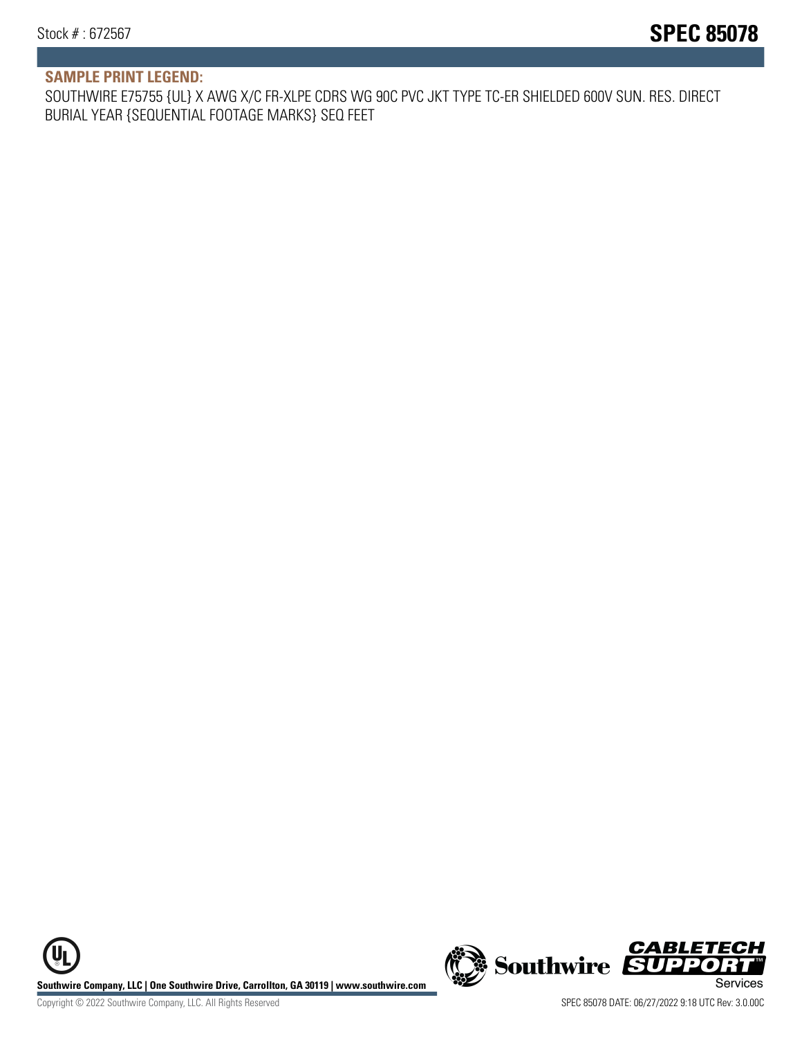## SAMPLE PRINT LEGEND:

SOUTHWIRE E75755 {UL} X AWG X/C FR-XLPE CDRS WG 90C PVC JKT TYPE TC-ER SHIELDED 600V SUN. RES. DIRECT BURIAL YEAR {SEQUENTIAL FOOTAGE MARKS} SEQ FEET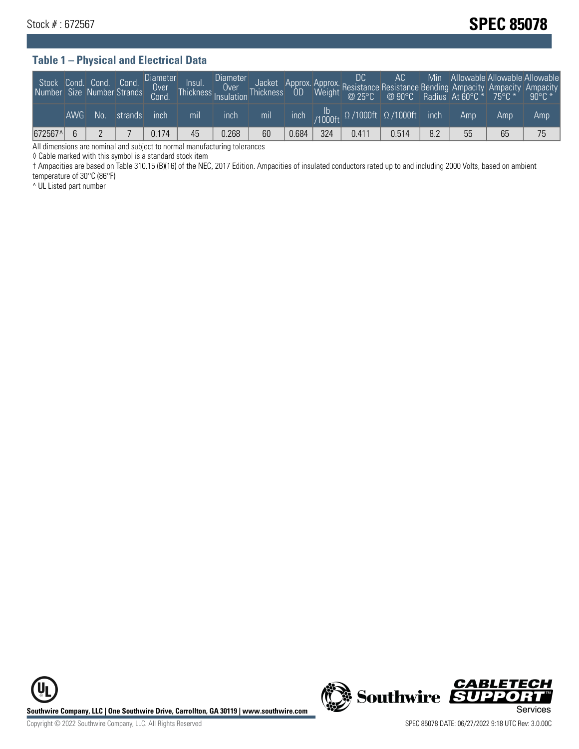## Table 1 – Physical and Electrical Data

| Stock Number | Cond. Size | Cond. Number | Cond. Strands | Diameter Over Cond. | Insul. Thickness | Diameter Over Insulation | Jacket Thickness | Approx. OD | Approx. Weight | DC Resistance @ 25°C | AC Resistance @ 90°C | Min Bending Radius | Allowable Ampacity At 60°C * | Allowable Ampacity 75°C * | Allowable Ampacity 90°C * |
|---|---|---|---|---|---|---|---|---|---|---|---|---|---|---|---|
| | AWG | No. | strands | inch | mil | inch | mil | inch | lb /1000ft | Ω /1000ft | Ω /1000ft | inch | Amp | Amp | Amp |
| 672567^ | 6 | 2 | 7 | 0.174 | 45 | 0.268 | 60 | 0.684 | 324 | 0.411 | 0.514 | 8.2 | 55 | 65 | 75 |

All dimensions are nominal and subject to normal manufacturing tolerances

◊ Cable marked with this symbol is a standard stock item

† Ampacities are based on Table 310.15 (B)(16) of the NEC, 2017 Edition. Ampacities of insulated conductors rated up to and including 2000 Volts, based on ambient temperature of 30°C (86°F)

^ UL Listed part number

Southwire Company, LLC | One Southwire Drive, Carrollton, GA 30119 | www.southwire.com

Copyright © 2022 Southwire Company, LLC. All Rights Reserved

SPEC 85078 DATE: 06/27/2022 9:18 UTC Rev: 3.0.00C